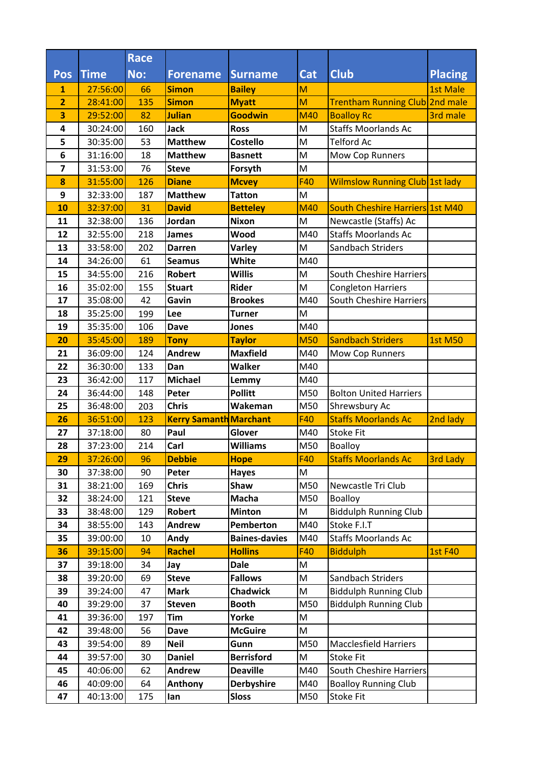| Pos | Time | Race No: | Forename | Surname | Cat | Club | Placing |
|---|---|---|---|---|---|---|---|
| **1** | 27:56:00 | 66 | **Simon** | **Bailey** | M | | 1st Male |
| **2** | 28:41:00 | 135 | **Simon** | **Myatt** | M | Trentham Running Club | 2nd male |
| **3** | 29:52:00 | 82 | **Julian** | **Goodwin** | M40 | Boalloy Rc | 3rd male |
| **4** | 30:24:00 | 160 | **Jack** | **Ross** | M | Staffs Moorlands Ac | |
| **5** | 30:35:00 | 53 | **Matthew** | **Costello** | M | Telford Ac | |
| **6** | 31:16:00 | 18 | **Matthew** | **Basnett** | M | Mow Cop Runners | |
| **7** | 31:53:00 | 76 | **Steve** | **Forsyth** | M | | |
| **8** | 31:55:00 | 126 | **Diane** | **Mcvey** | F40 | Wilmslow Running Club | 1st lady |
| **9** | 32:33:00 | 187 | **Matthew** | **Tatton** | M | | |
| **10** | 32:37:00 | 31 | **David** | **Betteley** | M40 | South Cheshire Harriers | 1st M40 |
| **11** | 32:38:00 | 136 | **Jordan** | **Nixon** | M | Newcastle (Staffs) Ac | |
| **12** | 32:55:00 | 218 | **James** | **Wood** | M40 | Staffs Moorlands Ac | |
| **13** | 33:58:00 | 202 | **Darren** | **Varley** | M | Sandbach Striders | |
| **14** | 34:26:00 | 61 | **Seamus** | **White** | M40 | | |
| **15** | 34:55:00 | 216 | **Robert** | **Willis** | M | South Cheshire Harriers | |
| **16** | 35:02:00 | 155 | **Stuart** | **Rider** | M | Congleton Harriers | |
| **17** | 35:08:00 | 42 | **Gavin** | **Brookes** | M40 | South Cheshire Harriers | |
| **18** | 35:25:00 | 199 | **Lee** | **Turner** | M | | |
| **19** | 35:35:00 | 106 | **Dave** | **Jones** | M40 | | |
| **20** | 35:45:00 | 189 | **Tony** | **Taylor** | M50 | Sandbach Striders | 1st M50 |
| **21** | 36:09:00 | 124 | **Andrew** | **Maxfield** | M40 | Mow Cop Runners | |
| **22** | 36:30:00 | 133 | **Dan** | **Walker** | M40 | | |
| **23** | 36:42:00 | 117 | **Michael** | **Lemmy** | M40 | | |
| **24** | 36:44:00 | 148 | **Peter** | **Pollitt** | M50 | Bolton United Harriers | |
| **25** | 36:48:00 | 203 | **Chris** | **Wakeman** | M50 | Shrewsbury Ac | |
| **26** | 36:51:00 | 123 | **Kerry Samanth** | **Marchant** | F40 | Staffs Moorlands Ac | 2nd lady |
| **27** | 37:18:00 | 80 | **Paul** | **Glover** | M40 | Stoke Fit | |
| **28** | 37:23:00 | 214 | **Carl** | **Williams** | M50 | Boalloy | |
| **29** | 37:26:00 | 96 | **Debbie** | **Hope** | F40 | Staffs Moorlands Ac | 3rd Lady |
| **30** | 37:38:00 | 90 | **Peter** | **Hayes** | M | | |
| **31** | 38:21:00 | 169 | **Chris** | **Shaw** | M50 | Newcastle Tri Club | |
| **32** | 38:24:00 | 121 | **Steve** | **Macha** | M50 | Boalloy | |
| **33** | 38:48:00 | 129 | **Robert** | **Minton** | M | Biddulph Running Club | |
| **34** | 38:55:00 | 143 | **Andrew** | **Pemberton** | M40 | Stoke F.I.T | |
| **35** | 39:00:00 | 10 | **Andy** | **Baines-davies** | M40 | Staffs Moorlands Ac | |
| **36** | 39:15:00 | 94 | **Rachel** | **Hollins** | F40 | Biddulph | 1st F40 |
| **37** | 39:18:00 | 34 | **Jay** | **Dale** | M | | |
| **38** | 39:20:00 | 69 | **Steve** | **Fallows** | M | Sandbach Striders | |
| **39** | 39:24:00 | 47 | **Mark** | **Chadwick** | M | Biddulph Running Club | |
| **40** | 39:29:00 | 37 | **Steven** | **Booth** | M50 | Biddulph Running Club | |
| **41** | 39:36:00 | 197 | **Tim** | **Yorke** | M | | |
| **42** | 39:48:00 | 56 | **Dave** | **McGuire** | M | | |
| **43** | 39:54:00 | 89 | **Neil** | **Gunn** | M50 | Macclesfield Harriers | |
| **44** | 39:57:00 | 30 | **Daniel** | **Berrisford** | M | Stoke Fit | |
| **45** | 40:06:00 | 62 | **Andrew** | **Deaville** | M40 | South Cheshire Harriers | |
| **46** | 40:09:00 | 64 | **Anthony** | **Derbyshire** | M40 | Boalloy Running Club | |
| **47** | 40:13:00 | 175 | **Ian** | **Sloss** | M50 | Stoke Fit | |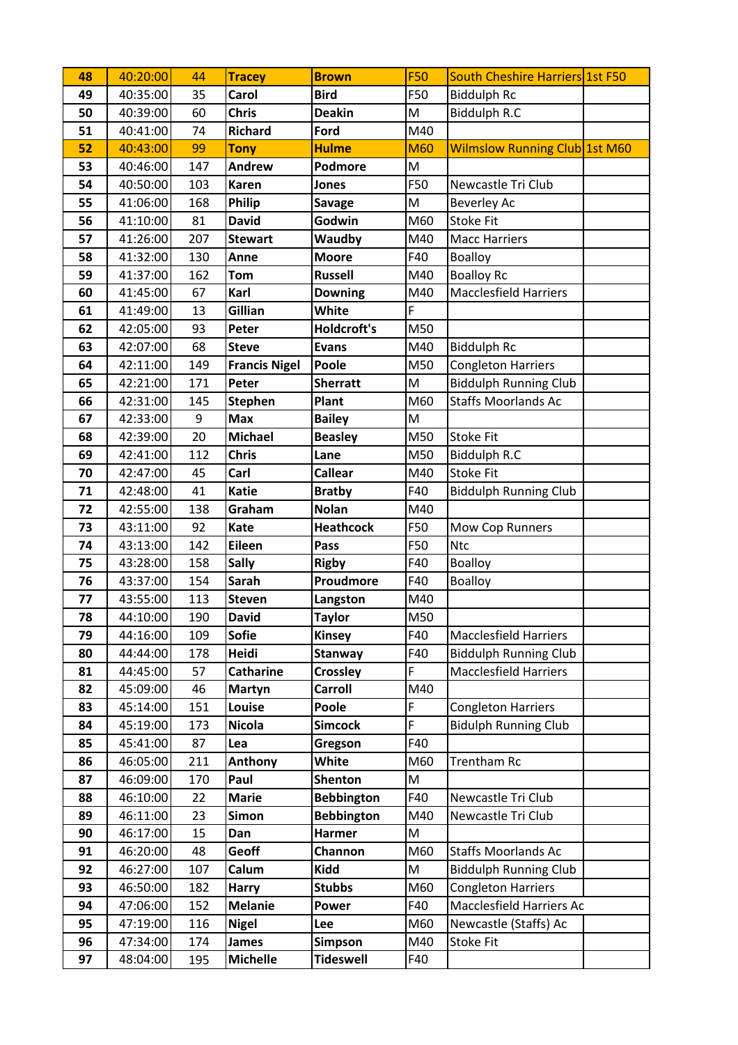| 48 | 40:20:00 | 44 | **Tracey** | **Brown** | F50 | South Cheshire Harriers | 1st F50 |
|---|---|---|---|---|---|---|---|
| 49 | 40:35:00 | 35 | **Carol** | **Bird** | F50 | Biddulph Rc | |
| 50 | 40:39:00 | 60 | **Chris** | **Deakin** | M | Biddulph R.C | |
| 51 | 40:41:00 | 74 | **Richard** | **Ford** | M40 | | |
| 52 | 40:43:00 | 99 | **Tony** | **Hulme** | M60 | Wilmslow Running Club | 1st M60 |
| 53 | 40:46:00 | 147 | **Andrew** | **Podmore** | M | | |
| 54 | 40:50:00 | 103 | **Karen** | **Jones** | F50 | Newcastle Tri Club | |
| 55 | 41:06:00 | 168 | **Philip** | **Savage** | M | Beverley Ac | |
| 56 | 41:10:00 | 81 | **David** | **Godwin** | M60 | Stoke Fit | |
| 57 | 41:26:00 | 207 | **Stewart** | **Waudby** | M40 | Macc Harriers | |
| 58 | 41:32:00 | 130 | **Anne** | **Moore** | F40 | Boalloy | |
| 59 | 41:37:00 | 162 | **Tom** | **Russell** | M40 | Boalloy Rc | |
| 60 | 41:45:00 | 67 | **Karl** | **Downing** | M40 | Macclesfield Harriers | |
| 61 | 41:49:00 | 13 | **Gillian** | **White** | F | | |
| 62 | 42:05:00 | 93 | **Peter** | **Holdcroft's** | M50 | | |
| 63 | 42:07:00 | 68 | **Steve** | **Evans** | M40 | Biddulph Rc | |
| 64 | 42:11:00 | 149 | **Francis Nigel** | **Poole** | M50 | Congleton Harriers | |
| 65 | 42:21:00 | 171 | **Peter** | **Sherratt** | M | Biddulph Running Club | |
| 66 | 42:31:00 | 145 | **Stephen** | **Plant** | M60 | Staffs Moorlands Ac | |
| 67 | 42:33:00 | 9 | **Max** | **Bailey** | M | | |
| 68 | 42:39:00 | 20 | **Michael** | **Beasley** | M50 | Stoke Fit | |
| 69 | 42:41:00 | 112 | **Chris** | **Lane** | M50 | Biddulph R.C | |
| 70 | 42:47:00 | 45 | **Carl** | **Callear** | M40 | Stoke Fit | |
| 71 | 42:48:00 | 41 | **Katie** | **Bratby** | F40 | Biddulph Running Club | |
| 72 | 42:55:00 | 138 | **Graham** | **Nolan** | M40 | | |
| 73 | 43:11:00 | 92 | **Kate** | **Heathcock** | F50 | Mow Cop Runners | |
| 74 | 43:13:00 | 142 | **Eileen** | **Pass** | F50 | Ntc | |
| 75 | 43:28:00 | 158 | **Sally** | **Rigby** | F40 | Boalloy | |
| 76 | 43:37:00 | 154 | **Sarah** | **Proudmore** | F40 | Boalloy | |
| 77 | 43:55:00 | 113 | **Steven** | **Langston** | M40 | | |
| 78 | 44:10:00 | 190 | **David** | **Taylor** | M50 | | |
| 79 | 44:16:00 | 109 | **Sofie** | **Kinsey** | F40 | Macclesfield Harriers | |
| 80 | 44:44:00 | 178 | **Heidi** | **Stanway** | F40 | Biddulph Running Club | |
| 81 | 44:45:00 | 57 | **Catharine** | **Crossley** | F | Macclesfield Harriers | |
| 82 | 45:09:00 | 46 | **Martyn** | **Carroll** | M40 | | |
| 83 | 45:14:00 | 151 | **Louise** | **Poole** | F | Congleton Harriers | |
| 84 | 45:19:00 | 173 | **Nicola** | **Simcock** | F | Bidulph Running Club | |
| 85 | 45:41:00 | 87 | **Lea** | **Gregson** | F40 | | |
| 86 | 46:05:00 | 211 | **Anthony** | **White** | M60 | Trentham Rc | |
| 87 | 46:09:00 | 170 | **Paul** | **Shenton** | M | | |
| 88 | 46:10:00 | 22 | **Marie** | **Bebbington** | F40 | Newcastle Tri Club | |
| 89 | 46:11:00 | 23 | **Simon** | **Bebbington** | M40 | Newcastle Tri Club | |
| 90 | 46:17:00 | 15 | **Dan** | **Harmer** | M | | |
| 91 | 46:20:00 | 48 | **Geoff** | **Channon** | M60 | Staffs Moorlands Ac | |
| 92 | 46:27:00 | 107 | **Calum** | **Kidd** | M | Biddulph Running Club | |
| 93 | 46:50:00 | 182 | **Harry** | **Stubbs** | M60 | Congleton Harriers | |
| 94 | 47:06:00 | 152 | **Melanie** | **Power** | F40 | Macclesfield Harriers Ac | |
| 95 | 47:19:00 | 116 | **Nigel** | **Lee** | M60 | Newcastle (Staffs) Ac | |
| 96 | 47:34:00 | 174 | **James** | **Simpson** | M40 | Stoke Fit | |
| 97 | 48:04:00 | 195 | **Michelle** | **Tideswell** | F40 | | |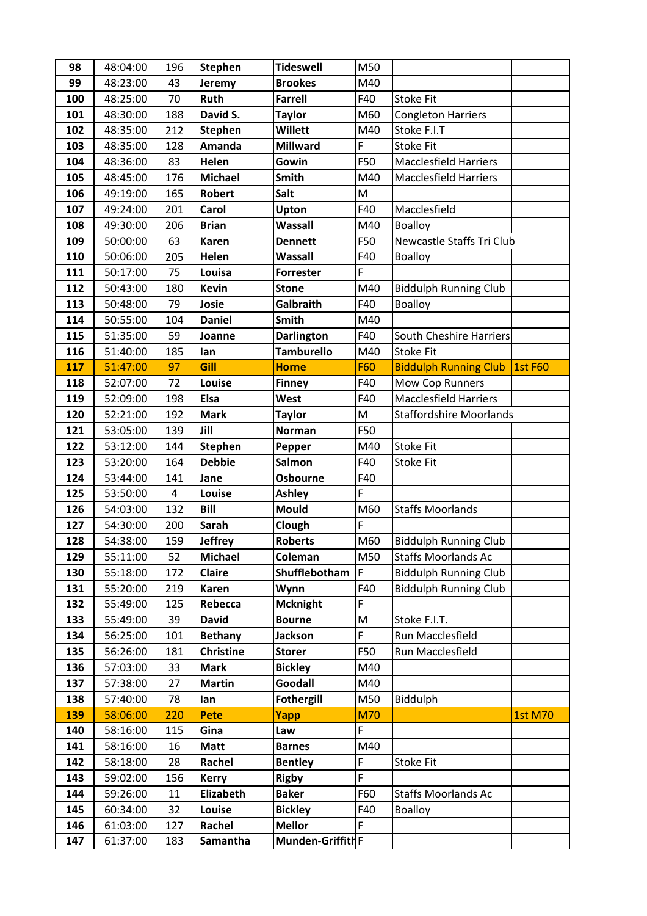| 98 | 48:04:00 | 196 | Stephen | Tideswell | M50 | | |
|---|---|---|---|---|---|---|---|
| 99 | 48:23:00 | 43 | Jeremy | Brookes | M40 | | |
| 100 | 48:25:00 | 70 | Ruth | Farrell | F40 | Stoke Fit | |
| 101 | 48:30:00 | 188 | David S. | Taylor | M60 | Congleton Harriers | |
| 102 | 48:35:00 | 212 | Stephen | Willett | M40 | Stoke F.I.T | |
| 103 | 48:35:00 | 128 | Amanda | Millward | F | Stoke Fit | |
| 104 | 48:36:00 | 83 | Helen | Gowin | F50 | Macclesfield Harriers | |
| 105 | 48:45:00 | 176 | Michael | Smith | M40 | Macclesfield Harriers | |
| 106 | 49:19:00 | 165 | Robert | Salt | M | | |
| 107 | 49:24:00 | 201 | Carol | Upton | F40 | Macclesfield | |
| 108 | 49:30:00 | 206 | Brian | Wassall | M40 | Boalloy | |
| 109 | 50:00:00 | 63 | Karen | Dennett | F50 | Newcastle Staffs Tri Club | |
| 110 | 50:06:00 | 205 | Helen | Wassall | F40 | Boalloy | |
| 111 | 50:17:00 | 75 | Louisa | Forrester | F | | |
| 112 | 50:43:00 | 180 | Kevin | Stone | M40 | Biddulph Running Club | |
| 113 | 50:48:00 | 79 | Josie | Galbraith | F40 | Boalloy | |
| 114 | 50:55:00 | 104 | Daniel | Smith | M40 | | |
| 115 | 51:35:00 | 59 | Joanne | Darlington | F40 | South Cheshire Harriers | |
| 116 | 51:40:00 | 185 | Ian | Tamburello | M40 | Stoke Fit | |
| 117 | 51:47:00 | 97 | Gill | Horne | F60 | Biddulph Running Club | 1st F60 |
| 118 | 52:07:00 | 72 | Louise | Finney | F40 | Mow Cop Runners | |
| 119 | 52:09:00 | 198 | Elsa | West | F40 | Macclesfield Harriers | |
| 120 | 52:21:00 | 192 | Mark | Taylor | M | Staffordshire Moorlands | |
| 121 | 53:05:00 | 139 | Jill | Norman | F50 | | |
| 122 | 53:12:00 | 144 | Stephen | Pepper | M40 | Stoke Fit | |
| 123 | 53:20:00 | 164 | Debbie | Salmon | F40 | Stoke Fit | |
| 124 | 53:44:00 | 141 | Jane | Osbourne | F40 | | |
| 125 | 53:50:00 | 4 | Louise | Ashley | F | | |
| 126 | 54:03:00 | 132 | Bill | Mould | M60 | Staffs Moorlands | |
| 127 | 54:30:00 | 200 | Sarah | Clough | F | | |
| 128 | 54:38:00 | 159 | Jeffrey | Roberts | M60 | Biddulph Running Club | |
| 129 | 55:11:00 | 52 | Michael | Coleman | M50 | Staffs Moorlands Ac | |
| 130 | 55:18:00 | 172 | Claire | Shufflebotham | F | Biddulph Running Club | |
| 131 | 55:20:00 | 219 | Karen | Wynn | F40 | Biddulph Running Club | |
| 132 | 55:49:00 | 125 | Rebecca | Mcknight | F | | |
| 133 | 55:49:00 | 39 | David | Bourne | M | Stoke F.I.T. | |
| 134 | 56:25:00 | 101 | Bethany | Jackson | F | Run Macclesfield | |
| 135 | 56:26:00 | 181 | Christine | Storer | F50 | Run Macclesfield | |
| 136 | 57:03:00 | 33 | Mark | Bickley | M40 | | |
| 137 | 57:38:00 | 27 | Martin | Goodall | M40 | | |
| 138 | 57:40:00 | 78 | Ian | Fothergill | M50 | Biddulph | |
| 139 | 58:06:00 | 220 | Pete | Yapp | M70 | | 1st M70 |
| 140 | 58:16:00 | 115 | Gina | Law | F | | |
| 141 | 58:16:00 | 16 | Matt | Barnes | M40 | | |
| 142 | 58:18:00 | 28 | Rachel | Bentley | F | Stoke Fit | |
| 143 | 59:02:00 | 156 | Kerry | Rigby | F | | |
| 144 | 59:26:00 | 11 | Elizabeth | Baker | F60 | Staffs Moorlands Ac | |
| 145 | 60:34:00 | 32 | Louise | Bickley | F40 | Boalloy | |
| 146 | 61:03:00 | 127 | Rachel | Mellor | F | | |
| 147 | 61:37:00 | 183 | Samantha | Munden-Griffith | F | | |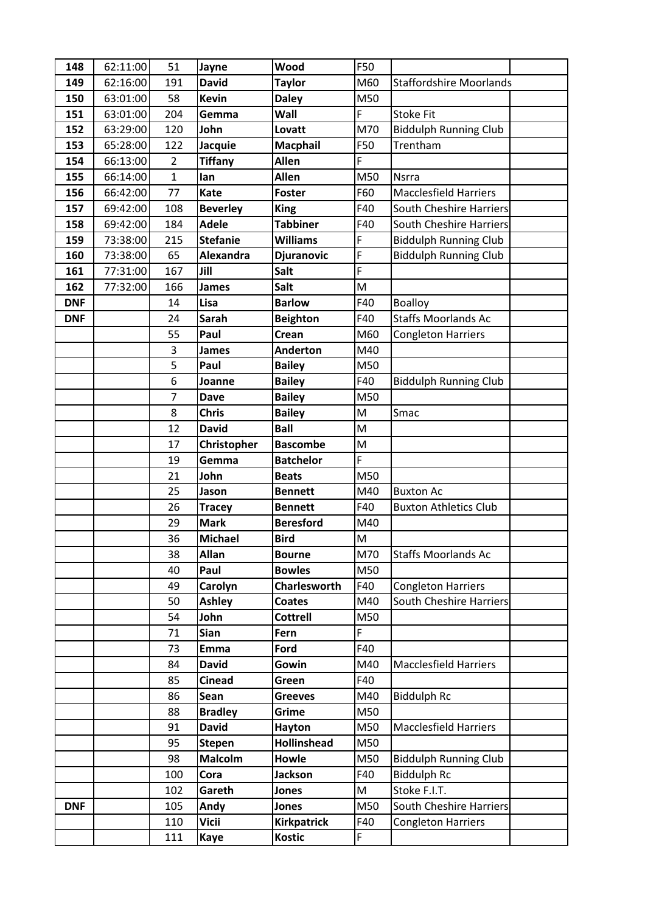| 148 | 62:11:00 | 51 | Jayne | Wood | F50 | | |
|---|---|---|---|---|---|---|---|
| 149 | 62:16:00 | 191 | David | Taylor | M60 | Staffordshire Moorlands | |
| 150 | 63:01:00 | 58 | Kevin | Daley | M50 | | |
| 151 | 63:01:00 | 204 | Gemma | Wall | F | Stoke Fit | |
| 152 | 63:29:00 | 120 | John | Lovatt | M70 | Biddulph Running Club | |
| 153 | 65:28:00 | 122 | Jacquie | Macphail | F50 | Trentham | |
| 154 | 66:13:00 | 2 | Tiffany | Allen | F | | |
| 155 | 66:14:00 | 1 | Ian | Allen | M50 | Nsrra | |
| 156 | 66:42:00 | 77 | Kate | Foster | F60 | Macclesfield Harriers | |
| 157 | 69:42:00 | 108 | Beverley | King | F40 | South Cheshire Harriers | |
| 158 | 69:42:00 | 184 | Adele | Tabbiner | F40 | South Cheshire Harriers | |
| 159 | 73:38:00 | 215 | Stefanie | Williams | F | Biddulph Running Club | |
| 160 | 73:38:00 | 65 | Alexandra | Djuranovic | F | Biddulph Running Club | |
| 161 | 77:31:00 | 167 | Jill | Salt | F | | |
| 162 | 77:32:00 | 166 | James | Salt | M | | |
| DNF | | 14 | Lisa | Barlow | F40 | Boalloy | |
| DNF | | 24 | Sarah | Beighton | F40 | Staffs Moorlands Ac | |
| | | 55 | Paul | Crean | M60 | Congleton Harriers | |
| | | 3 | James | Anderton | M40 | | |
| | | 5 | Paul | Bailey | M50 | | |
| | | 6 | Joanne | Bailey | F40 | Biddulph Running Club | |
| | | 7 | Dave | Bailey | M50 | | |
| | | 8 | Chris | Bailey | M | Smac | |
| | | 12 | David | Ball | M | | |
| | | 17 | Christopher | Bascombe | M | | |
| | | 19 | Gemma | Batchelor | F | | |
| | | 21 | John | Beats | M50 | | |
| | | 25 | Jason | Bennett | M40 | Buxton Ac | |
| | | 26 | Tracey | Bennett | F40 | Buxton Athletics Club | |
| | | 29 | Mark | Beresford | M40 | | |
| | | 36 | Michael | Bird | M | | |
| | | 38 | Allan | Bourne | M70 | Staffs Moorlands Ac | |
| | | 40 | Paul | Bowles | M50 | | |
| | | 49 | Carolyn | Charlesworth | F40 | Congleton Harriers | |
| | | 50 | Ashley | Coates | M40 | South Cheshire Harriers | |
| | | 54 | John | Cottrell | M50 | | |
| | | 71 | Sian | Fern | F | | |
| | | 73 | Emma | Ford | F40 | | |
| | | 84 | David | Gowin | M40 | Macclesfield Harriers | |
| | | 85 | Cinead | Green | F40 | | |
| | | 86 | Sean | Greeves | M40 | Biddulph Rc | |
| | | 88 | Bradley | Grime | M50 | | |
| | | 91 | David | Hayton | M50 | Macclesfield Harriers | |
| | | 95 | Stepen | Hollinshead | M50 | | |
| | | 98 | Malcolm | Howle | M50 | Biddulph Running Club | |
| | | 100 | Cora | Jackson | F40 | Biddulph Rc | |
| | | 102 | Gareth | Jones | M | Stoke F.I.T. | |
| DNF | | 105 | Andy | Jones | M50 | South Cheshire Harriers | |
| | | 110 | Vicii | Kirkpatrick | F40 | Congleton Harriers | |
| | | 111 | Kaye | Kostic | F | | |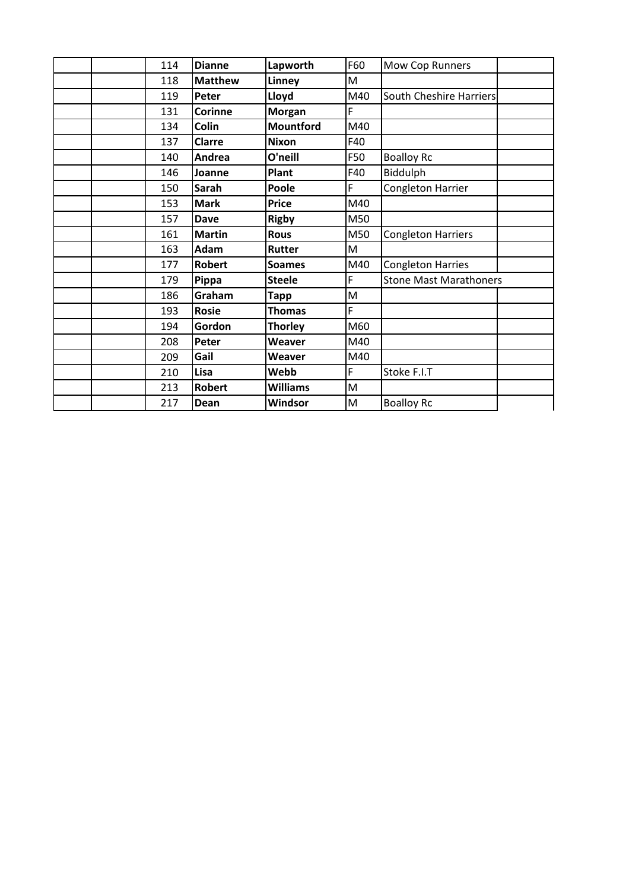| | | | | | | | |
|---|---|---|---|---|---|---|---|
| | | 114 | **Dianne** | **Lapworth** | F60 | Mow Cop Runners | |
| | | 118 | **Matthew** | **Linney** | M | | |
| | | 119 | **Peter** | **Lloyd** | M40 | South Cheshire Harriers | |
| | | 131 | **Corinne** | **Morgan** | F | | |
| | | 134 | **Colin** | **Mountford** | M40 | | |
| | | 137 | **Clarre** | **Nixon** | F40 | | |
| | | 140 | **Andrea** | **O'neill** | F50 | Boalloy Rc | |
| | | 146 | **Joanne** | **Plant** | F40 | Biddulph | |
| | | 150 | **Sarah** | **Poole** | F | Congleton Harrier | |
| | | 153 | **Mark** | **Price** | M40 | | |
| | | 157 | **Dave** | **Rigby** | M50 | | |
| | | 161 | **Martin** | **Rous** | M50 | Congleton Harriers | |
| | | 163 | **Adam** | **Rutter** | M | | |
| | | 177 | **Robert** | **Soames** | M40 | Congleton Harries | |
| | | 179 | **Pippa** | **Steele** | F | Stone Mast Marathoners | |
| | | 186 | **Graham** | **Tapp** | M | | |
| | | 193 | **Rosie** | **Thomas** | F | | |
| | | 194 | **Gordon** | **Thorley** | M60 | | |
| | | 208 | **Peter** | **Weaver** | M40 | | |
| | | 209 | **Gail** | **Weaver** | M40 | | |
| | | 210 | **Lisa** | **Webb** | F | Stoke F.I.T | |
| | | 213 | **Robert** | **Williams** | M | | |
| | | 217 | **Dean** | **Windsor** | M | Boalloy Rc | |